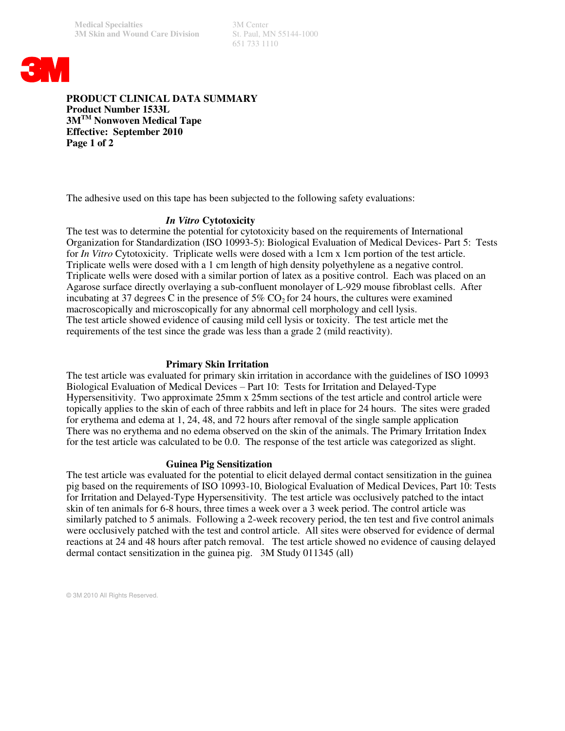Medical Specialties
3M Skin and Wound Care Division

3M Center
St. Paul, MN 55144-1000
651 733 1110

3M

**PRODUCT CLINICAL DATA SUMMARY**
**Product Number 1533L**
**3M™ Nonwoven Medical Tape**
**Effective: September 2010**

The adhesive used on this tape has been subjected to the following safety evaluations:

### *In Vitro* Cytotoxicity

The test was to determine the potential for cytotoxicity based on the requirements of International Organization for Standardization (ISO 10993-5): Biological Evaluation of Medical Devices- Part 5: Tests for *In Vitro* Cytotoxicity. Triplicate wells were dosed with a 1cm x 1cm portion of the test article. Triplicate wells were dosed with a 1 cm length of high density polyethylene as a negative control. Triplicate wells were dosed with a similar portion of latex as a positive control. Each was placed on an Agarose surface directly overlaying a sub-confluent monolayer of L-929 mouse fibroblast cells. After incubating at 37 degrees C in the presence of 5% $CO_2$ for 24 hours, the cultures were examined macroscopically and microscopically for any abnormal cell morphology and cell lysis.
The test article showed evidence of causing mild cell lysis or toxicity. The test article met the requirements of the test since the grade was less than a grade 2 (mild reactivity).

### Primary Skin Irritation

The test article was evaluated for primary skin irritation in accordance with the guidelines of ISO 10993 Biological Evaluation of Medical Devices – Part 10: Tests for Irritation and Delayed-Type Hypersensitivity. Two approximate 25mm x 25mm sections of the test article and control article were topically applies to the skin of each of three rabbits and left in place for 24 hours. The sites were graded for erythema and edema at 1, 24, 48, and 72 hours after removal of the single sample application There was no erythema and no edema observed on the skin of the animals. The Primary Irritation Index for the test article was calculated to be 0.0. The response of the test article was categorized as slight.

### Guinea Pig Sensitization

The test article was evaluated for the potential to elicit delayed dermal contact sensitization in the guinea pig based on the requirements of ISO 10993-10, Biological Evaluation of Medical Devices, Part 10: Tests for Irritation and Delayed-Type Hypersensitivity. The test article was occlusively patched to the intact skin of ten animals for 6-8 hours, three times a week over a 3 week period. The control article was similarly patched to 5 animals. Following a 2-week recovery period, the ten test and five control animals were occlusively patched with the test and control article. All sites were observed for evidence of dermal reactions at 24 and 48 hours after patch removal. The test article showed no evidence of causing delayed dermal contact sensitization in the guinea pig. 3M Study 011345 (all)

© 3M 2010 All Rights Reserved.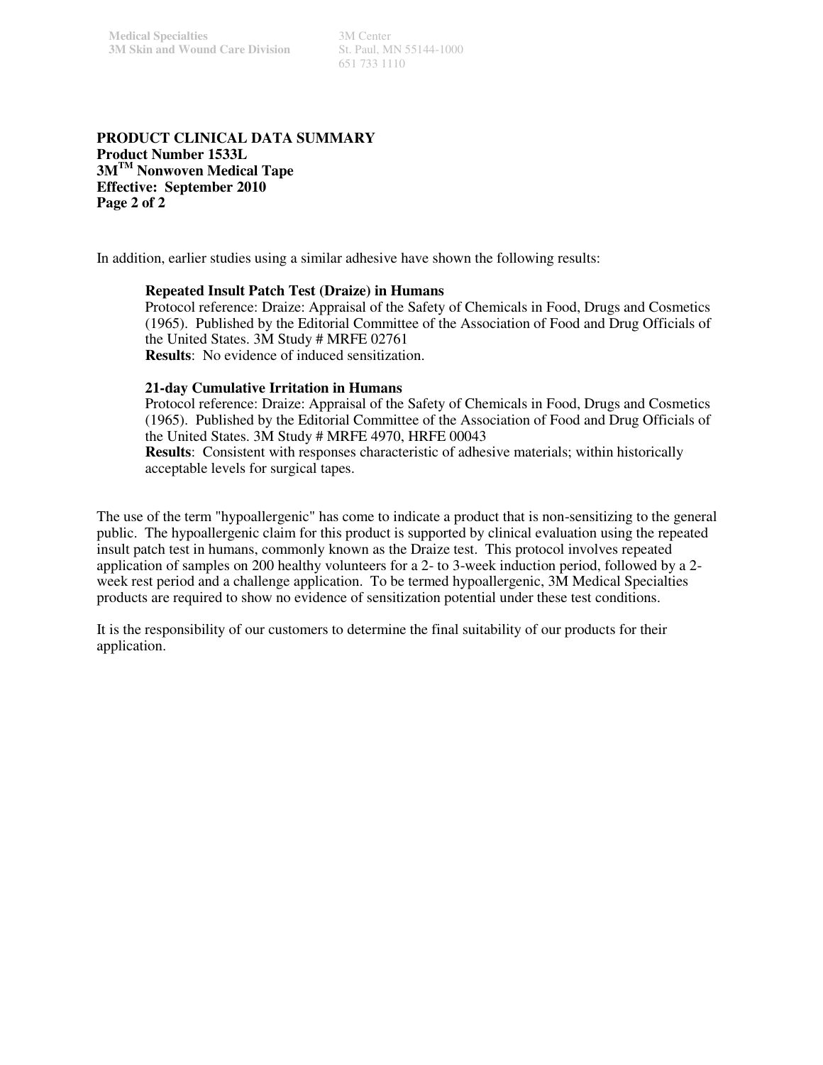**PRODUCT CLINICAL DATA SUMMARY**
**Product Number 1533L**
**3M™ Nonwoven Medical Tape**
**Effective: September 2010**

In addition, earlier studies using a similar adhesive have shown the following results:

**Repeated Insult Patch Test (Draize) in Humans**
Protocol reference: Draize: Appraisal of the Safety of Chemicals in Food, Drugs and Cosmetics (1965). Published by the Editorial Committee of the Association of Food and Drug Officials of the United States. 3M Study # MRFE 02761
**Results**: No evidence of induced sensitization.

**21-day Cumulative Irritation in Humans**
Protocol reference: Draize: Appraisal of the Safety of Chemicals in Food, Drugs and Cosmetics (1965). Published by the Editorial Committee of the Association of Food and Drug Officials of the United States. 3M Study # MRFE 4970, HRFE 00043
**Results**: Consistent with responses characteristic of adhesive materials; within historically acceptable levels for surgical tapes.

The use of the term "hypoallergenic" has come to indicate a product that is non-sensitizing to the general public. The hypoallergenic claim for this product is supported by clinical evaluation using the repeated insult patch test in humans, commonly known as the Draize test. This protocol involves repeated application of samples on 200 healthy volunteers for a 2- to 3-week induction period, followed by a 2-week rest period and a challenge application. To be termed hypoallergenic, 3M Medical Specialties products are required to show no evidence of sensitization potential under these test conditions.

It is the responsibility of our customers to determine the final suitability of our products for their application.